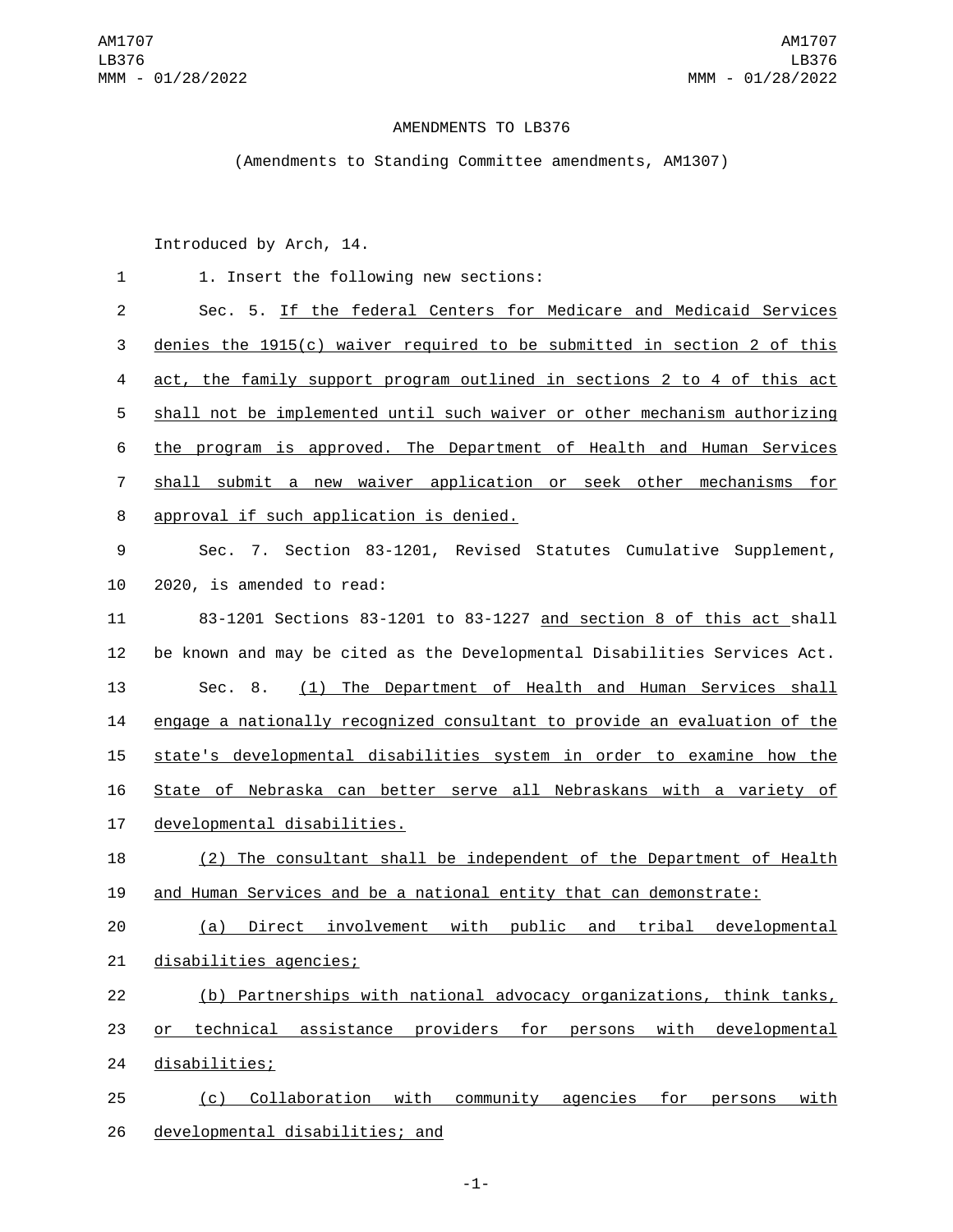# AMENDMENTS TO LB376

(Amendments to Standing Committee amendments, AM1307)

Introduced by Arch, 14.

1. Insert the following new sections:

Sec. 5. If the federal Centers for Medicare and Medicaid Services denies the 1915(c) waiver required to be submitted in section 2 of this act, the family support program outlined in sections 2 to 4 of this act shall not be implemented until such waiver or other mechanism authorizing the program is approved. The Department of Health and Human Services shall submit a new waiver application or seek other mechanisms for approval if such application is denied.

Sec. 7. Section 83-1201, Revised Statutes Cumulative Supplement, 2020, is amended to read:

83-1201 Sections 83-1201 to 83-1227 and section 8 of this act shall be known and may be cited as the Developmental Disabilities Services Act.

Sec. 8. (1) The Department of Health and Human Services shall engage a nationally recognized consultant to provide an evaluation of the state's developmental disabilities system in order to examine how the State of Nebraska can better serve all Nebraskans with a variety of developmental disabilities.

(2) The consultant shall be independent of the Department of Health and Human Services and be a national entity that can demonstrate:

(a) Direct involvement with public and tribal developmental disabilities agencies;

(b) Partnerships with national advocacy organizations, think tanks, or technical assistance providers for persons with developmental disabilities;

(c) Collaboration with community agencies for persons with developmental disabilities; and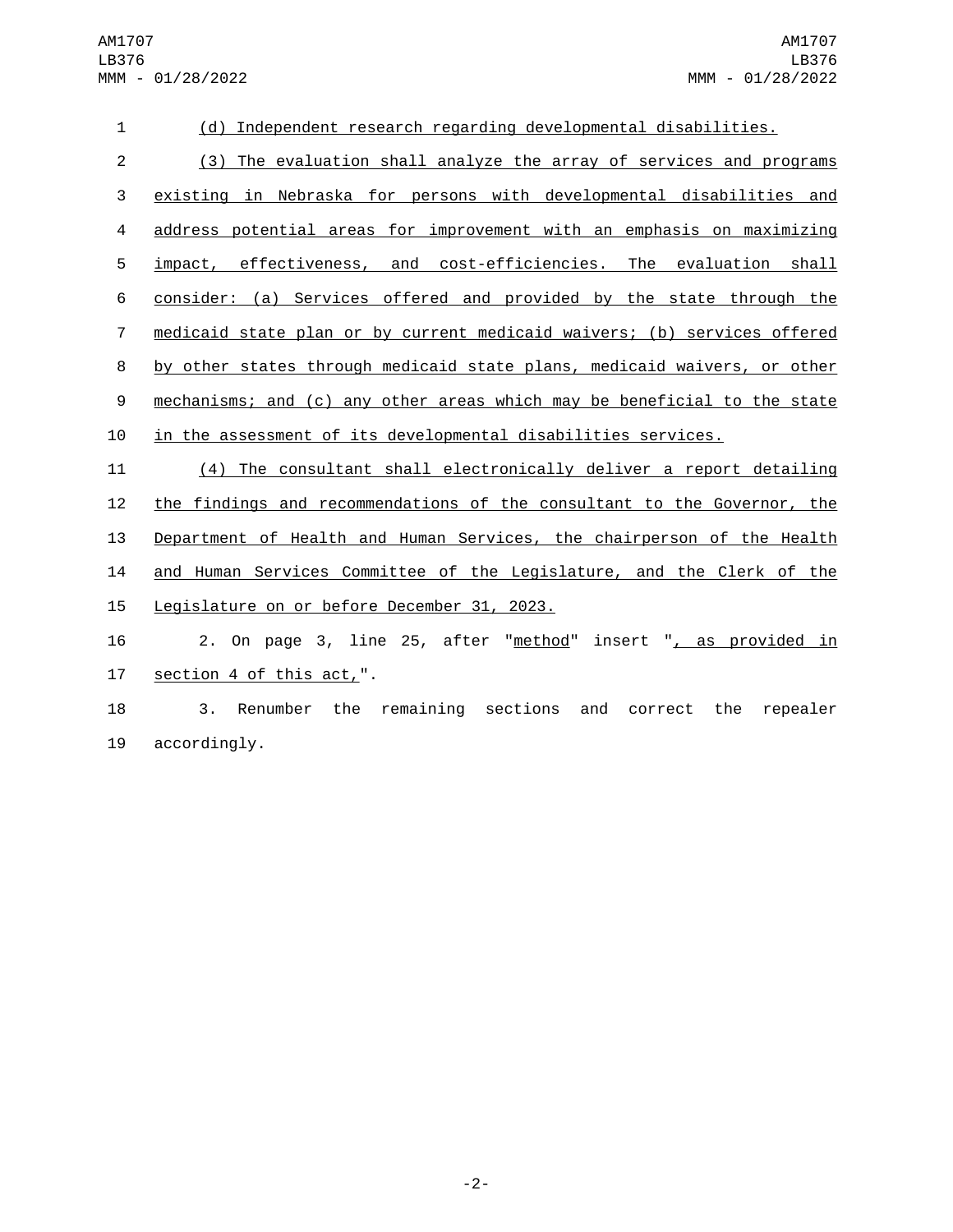(d) Independent research regarding developmental disabilities.

(3) The evaluation shall analyze the array of services and programs existing in Nebraska for persons with developmental disabilities and address potential areas for improvement with an emphasis on maximizing impact, effectiveness, and cost-efficiencies. The evaluation shall consider: (a) Services offered and provided by the state through the medicaid state plan or by current medicaid waivers; (b) services offered by other states through medicaid state plans, medicaid waivers, or other mechanisms; and (c) any other areas which may be beneficial to the state in the assessment of its developmental disabilities services.

(4) The consultant shall electronically deliver a report detailing the findings and recommendations of the consultant to the Governor, the Department of Health and Human Services, the chairperson of the Health and Human Services Committee of the Legislature, and the Clerk of the Legislature on or before December 31, 2023.

2. On page 3, line 25, after "method" insert ", as provided in section 4 of this act,".

3. Renumber the remaining sections and correct the repealer accordingly.